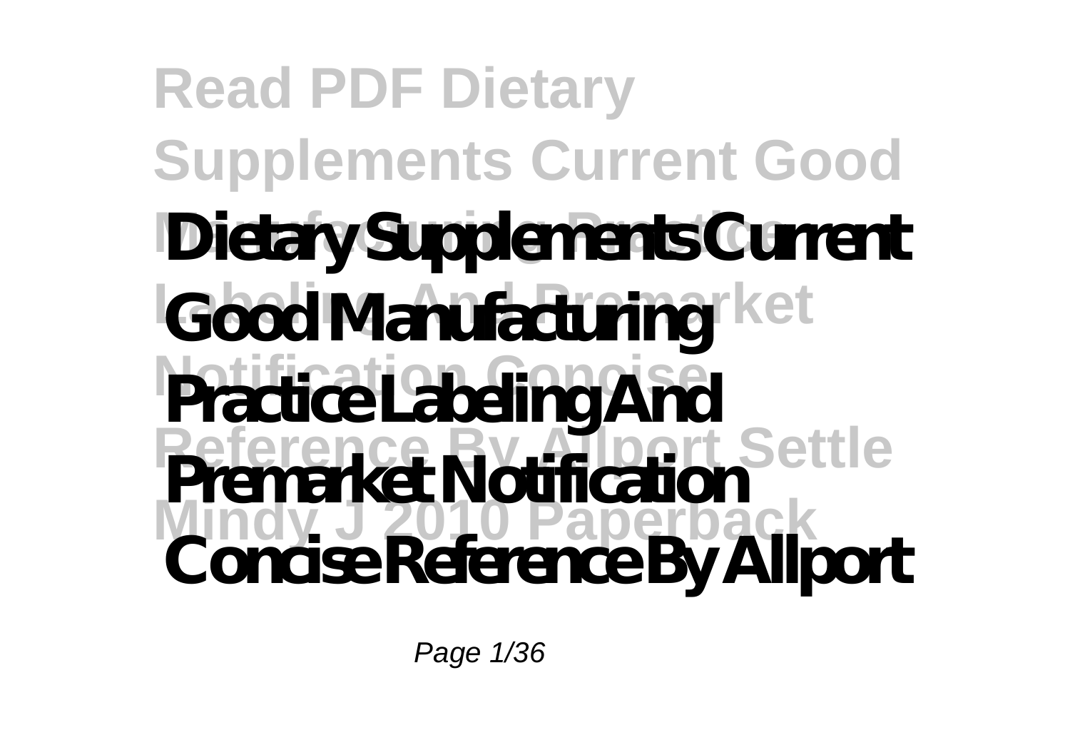# Read PDF Dietary Supplements Current Good Manufacturing Practice Labeling And Premarket Notification Concise Reference By Allport Settle Mindy J 2010 Paperback

# Dietary Supplements Current Good Manufacturing Practice Labeling And Premarket Notification Concise Reference By Allport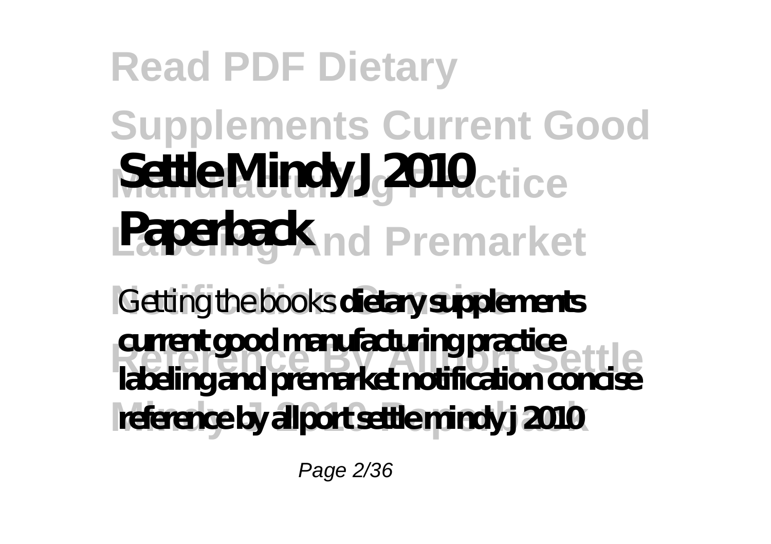# Read PDF Dietary Supplements Current Good Manufacturing Practice Labeling And Premarket Notification Concise Reference By Allport Settle Mindy J 2010 Paperback

# Settle Mindy J 2010 Paperback

Getting the books **dietary supplements current good manufacturing practice labeling and premarket notification concise reference by allport settle mindy j 2010**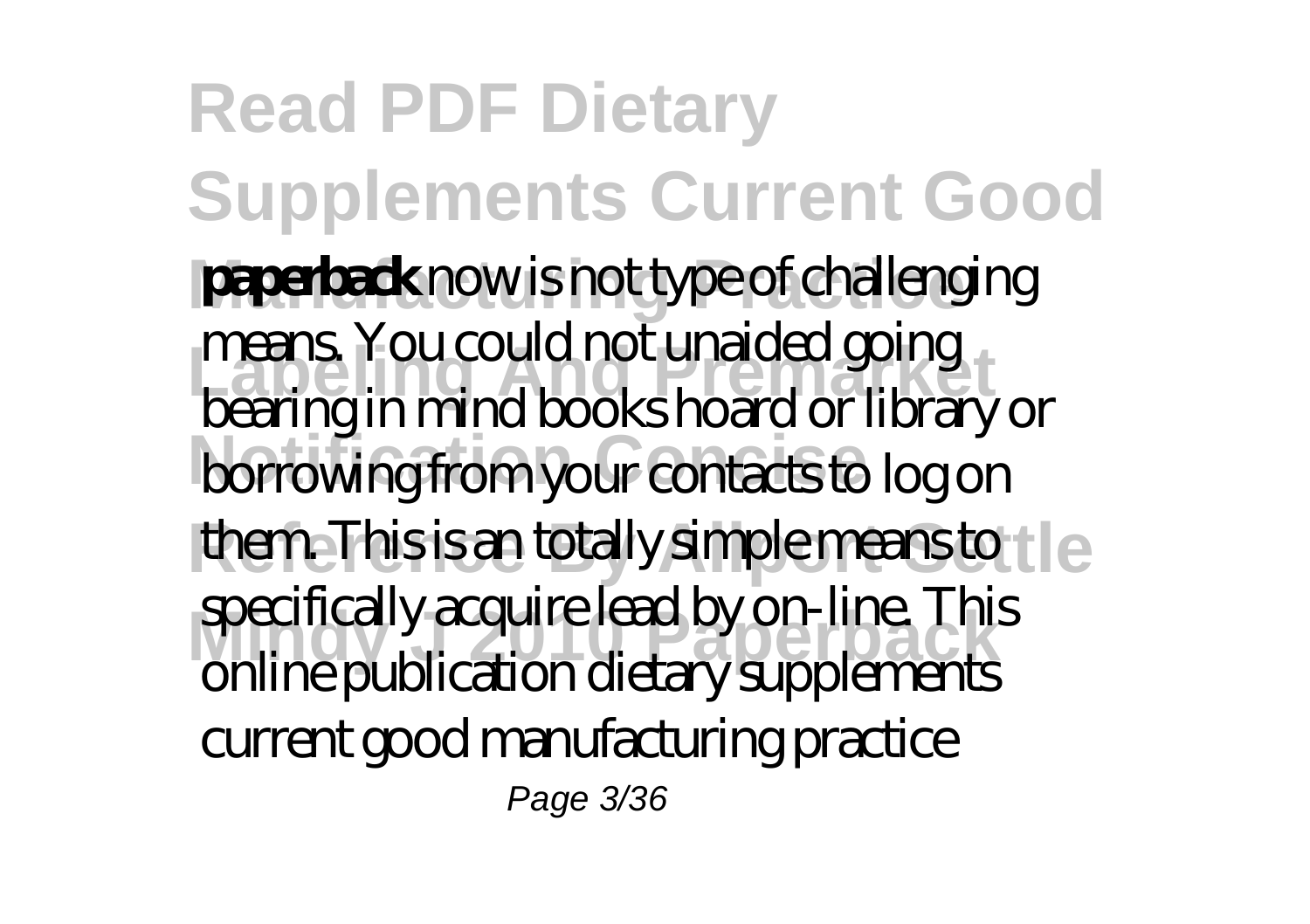**paperback** now is not type of challenging means. You could not unaided going bearing in mind books hoard or library or borrowing from your contacts to log on them. This is an totally simple means to specifically acquire lead by on-line. This online publication dietary supplements current good manufacturing practice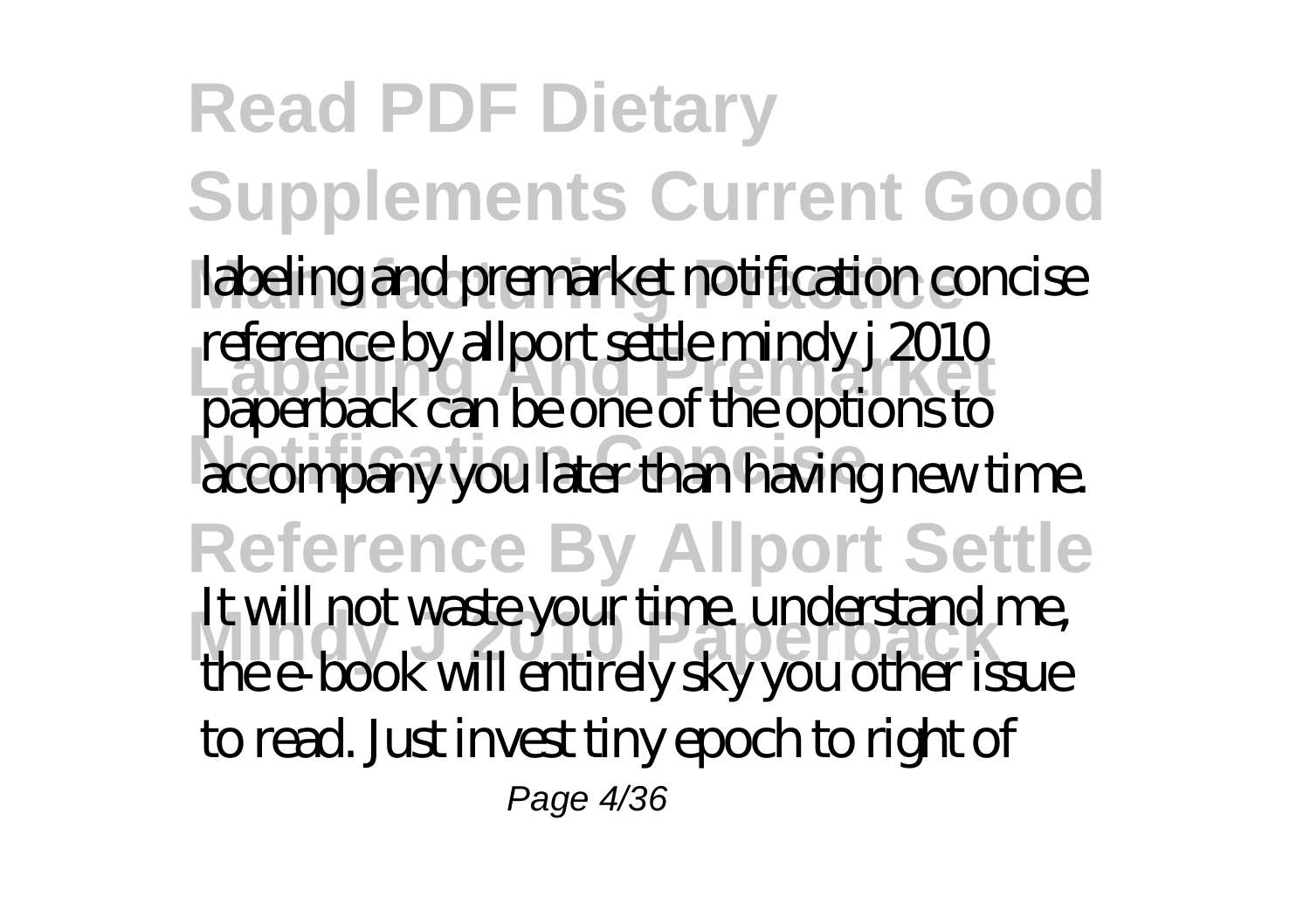labeling and premarket notification concise reference by allport settle mindy j 2010 paperback can be one of the options to accompany you later than having new time.

It will not waste your time. understand me, the e-book will entirely sky you other issue to read. Just invest tiny epoch to right of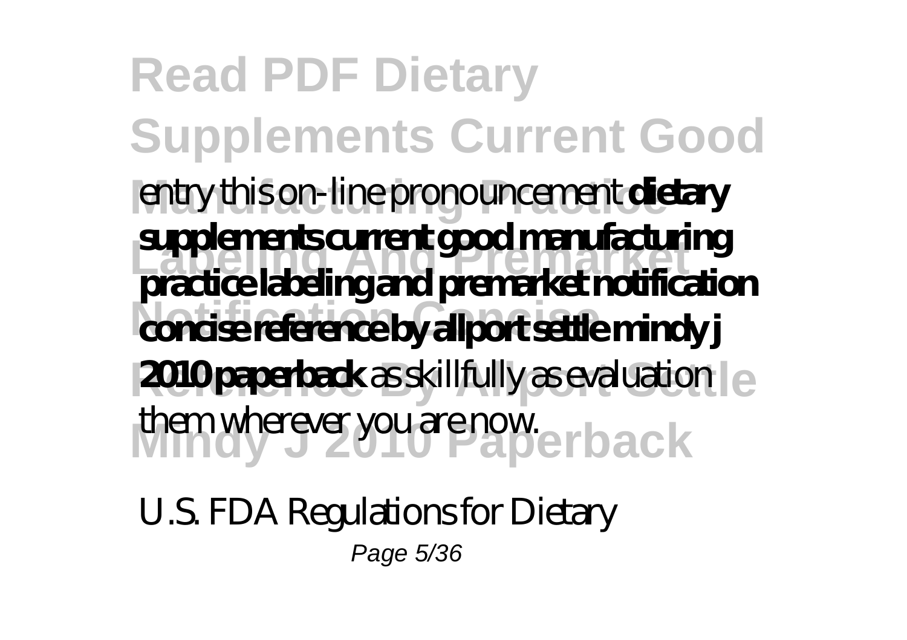entry this on-line pronouncement **dietary supplements current good manufacturing practice labeling and premarket notification concise reference by allport settle mindy j 2010 paperback** as skillfully as evaluation them wherever you are now.

U.S. FDA Regulations for Dietary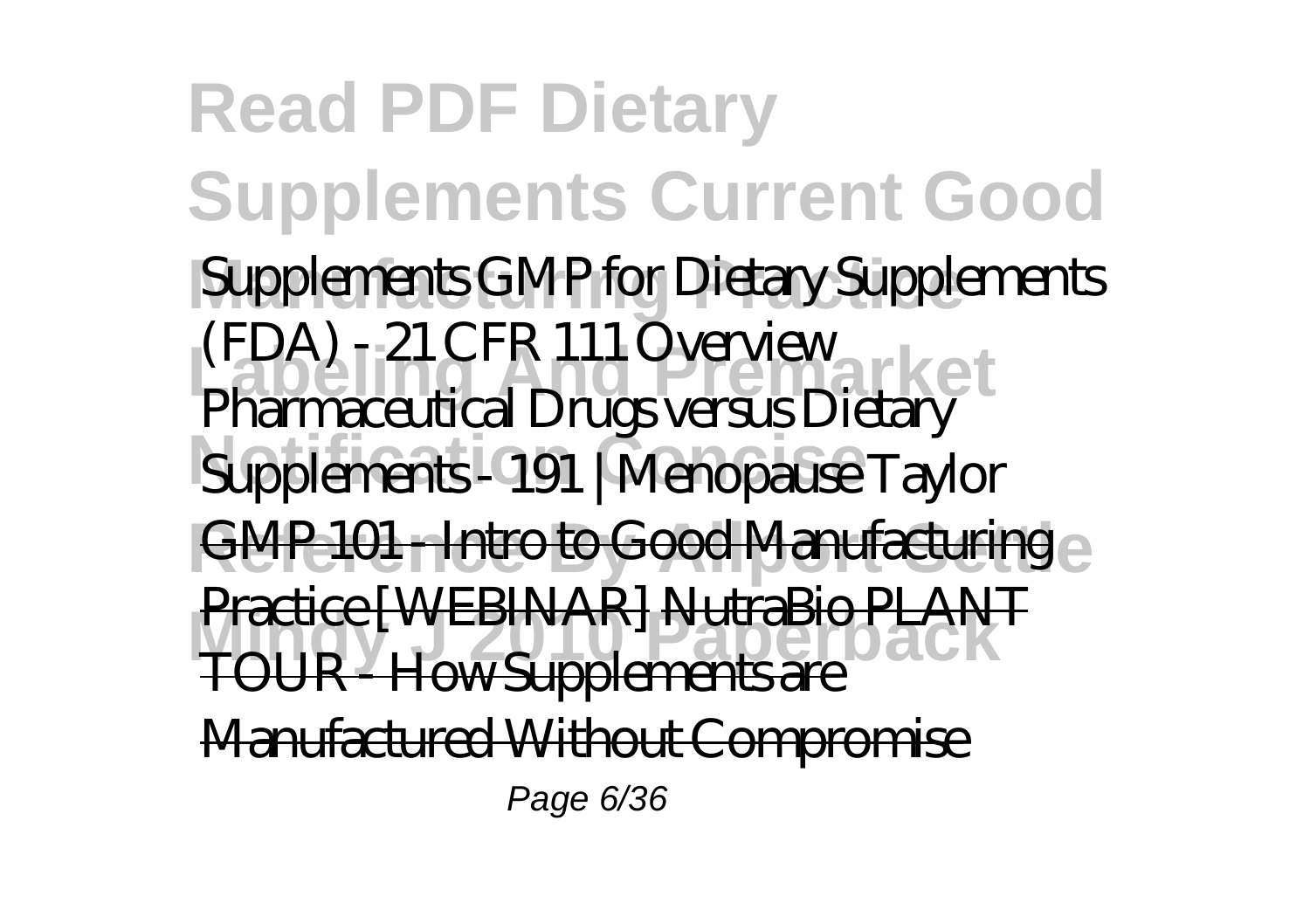Supplements *GMP for Dietary Supplements (FDA) - 21 CFR 111 Overview* *Pharmaceutical Drugs versus Dietary Supplements - 191 | Menopause Taylor* ~~GMP 101 - Intro to Good Manufacturing Practice [WEBINAR]~~ ~~NutraBio PLANT TOUR - How Supplements are Manufactured Without Compromise~~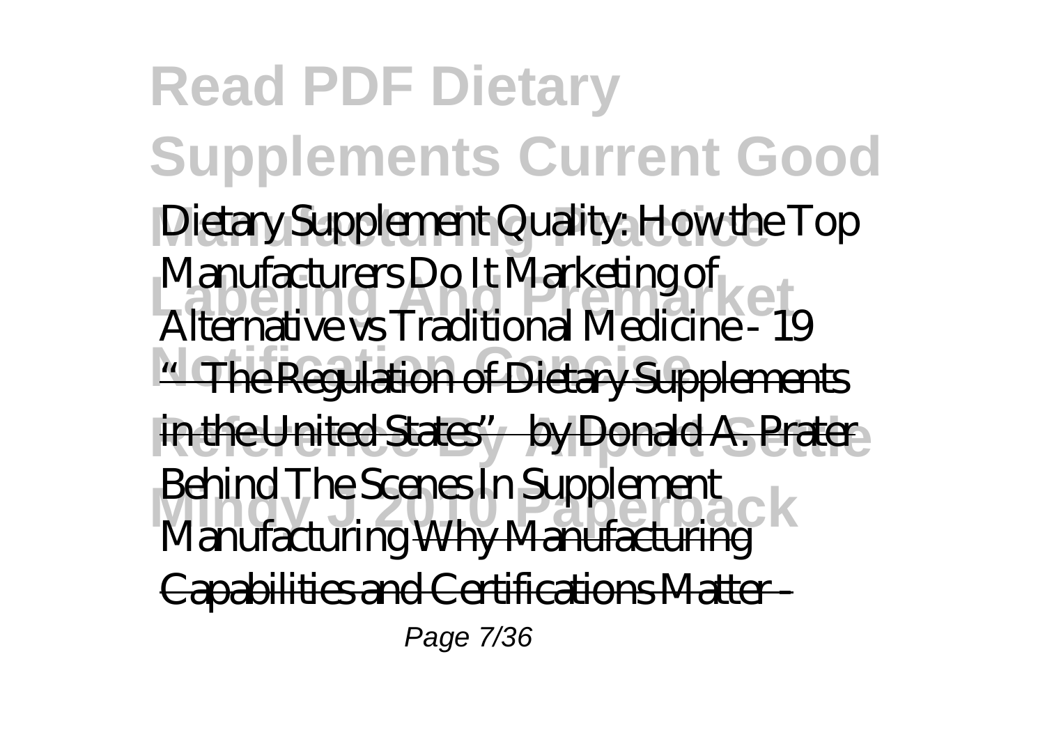Dietary Supplement Quality: How the Top Manufacturers Do It Marketing of Alternative vs Traditional Medicine - 19 "The Regulation of Dietary Supplements in the United States" by Donald A. Prater Behind The Scenes In Supplement Manufacturing Why Manufacturing Capabilities and Certifications Matter -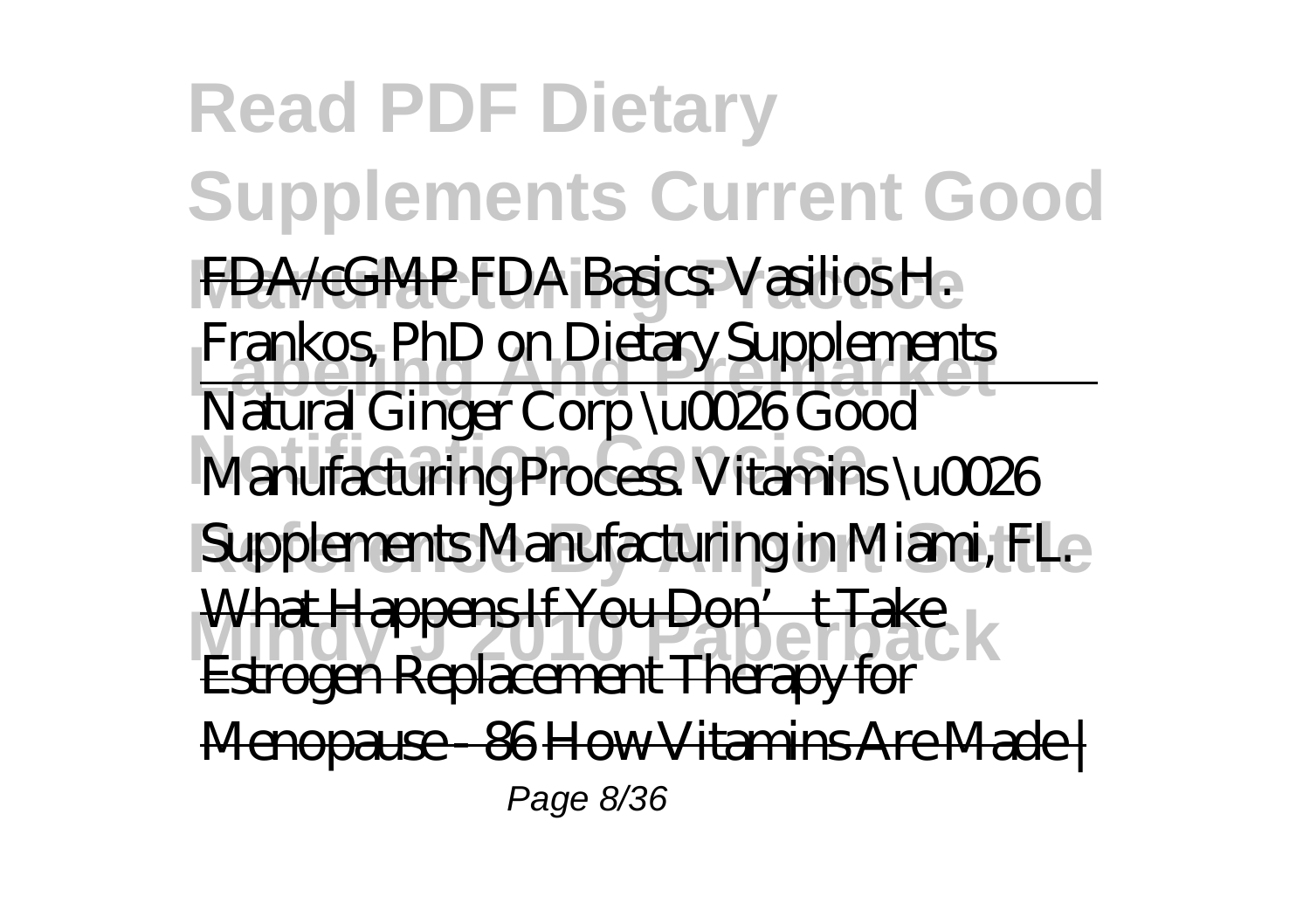FDA/cGMP *FDA Basics: Vasilios H. Frankos, PhD on Dietary Supplements*

Natural Ginger Corp \u0026 Good Manufacturing Process. *Vitamins \u0026 Supplements Manufacturing in Miami, FL.*

What Happens If You Don't Take Estrogen Replacement Therapy for Menopause - 86 How Vitamins Are Made |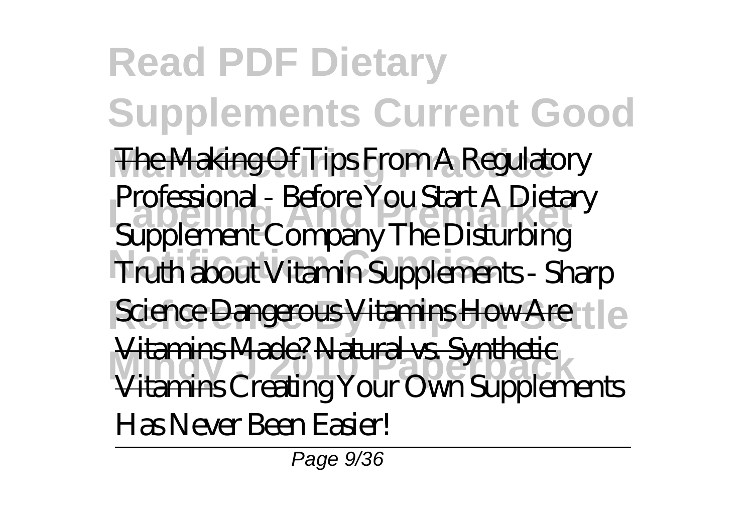The Making Of *Tips From A Regulatory Professional - Before You Start A Dietary Supplement Company* *The Disturbing Truth about Vitamin Supplements - Sharp Science* Dangerous Vitamins How Are Vitamins Made? Natural vs. Synthetic Vitamins *Creating Your Own Supplements Has Never Been Easier!*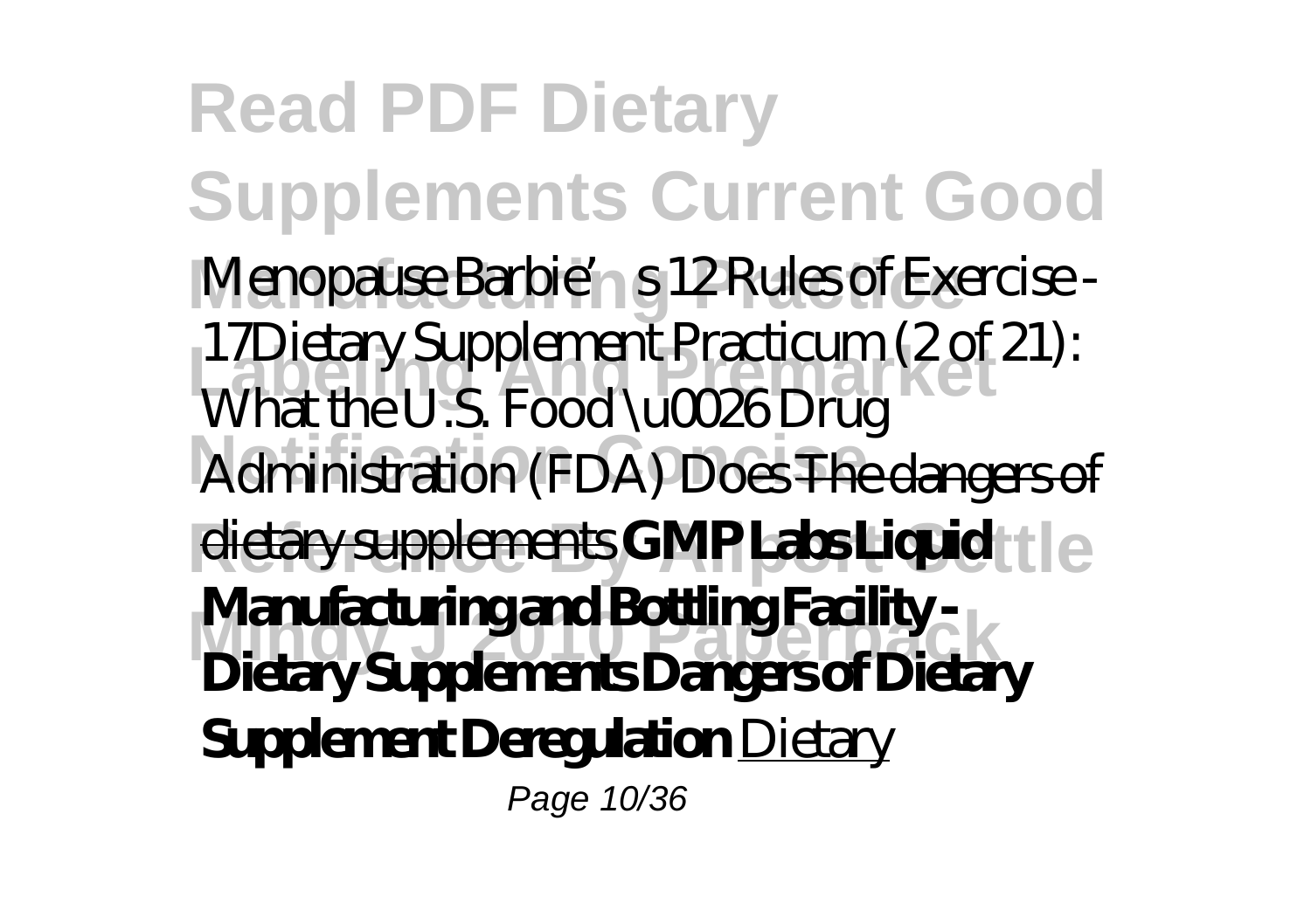# Read PDF Dietary Supplements Current Good

*Menopause Barbie's 12 Rules of Exercise - 17Dietary Supplement Practicum (2 of 21): What the U.S. Food \u0026 Drug Administration (FDA) Does* ~~The dangers of dietary supplements~~ **GMP Labs Liquid Manufacturing and Bottling Facility - Dietary Supplements Dangers of Dietary Supplement Deregulation** Dietary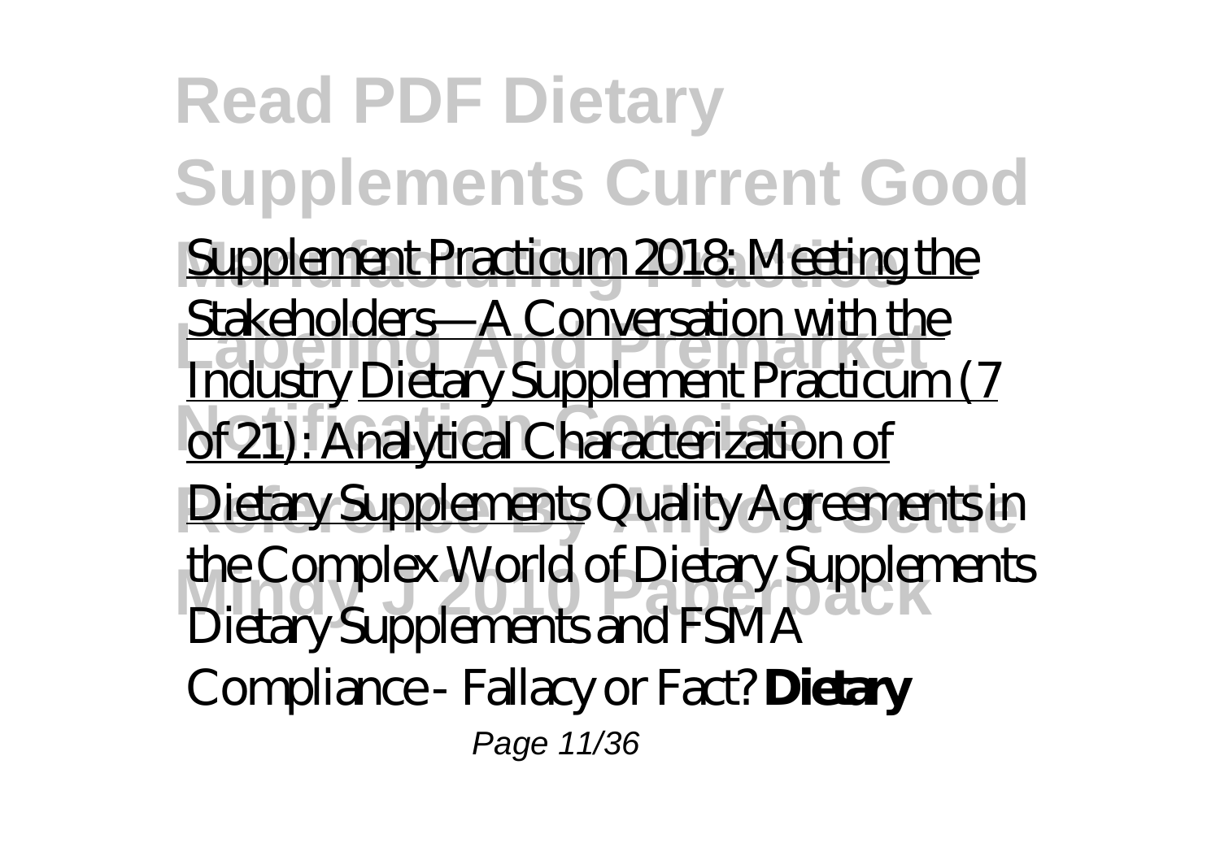Supplement Practicum 2018: Meeting the Stakeholders—A Conversation with the Industry Dietary Supplement Practicum (7 of 21): Analytical Characterization of Dietary Supplements *Quality Agreements in the Complex World of Dietary Supplements* Dietary Supplements and FSMA Compliance - Fallacy or Fact? **Dietary**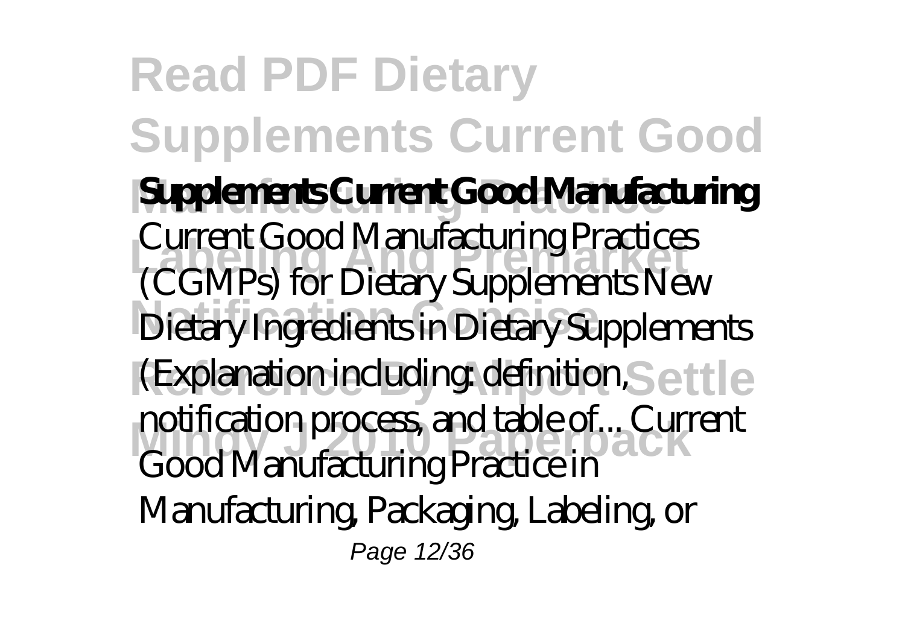**Supplements Current Good Manufacturing** Current Good Manufacturing Practices (CGMPs) for Dietary Supplements New Dietary Ingredients in Dietary Supplements (Explanation including: definition, notification process, and table of... Current Good Manufacturing Practice in Manufacturing, Packaging, Labeling, or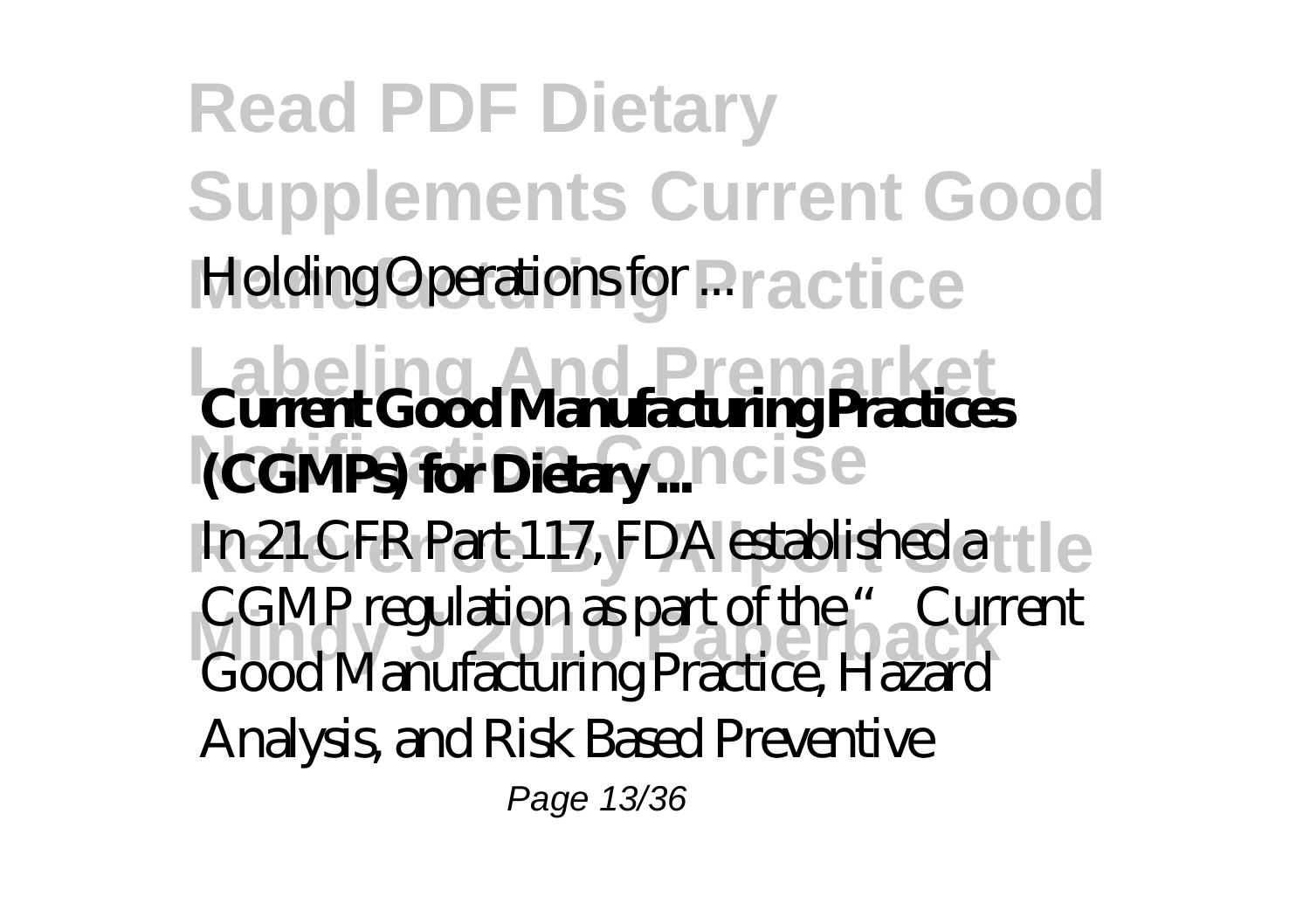Holding Operations for ...

**Current Good Manufacturing Practices (CGMPs) for Dietary ...**

In 21 CFR Part 117, FDA established a CGMP regulation as part of the " Current Good Manufacturing Practice, Hazard Analysis, and Risk Based Preventive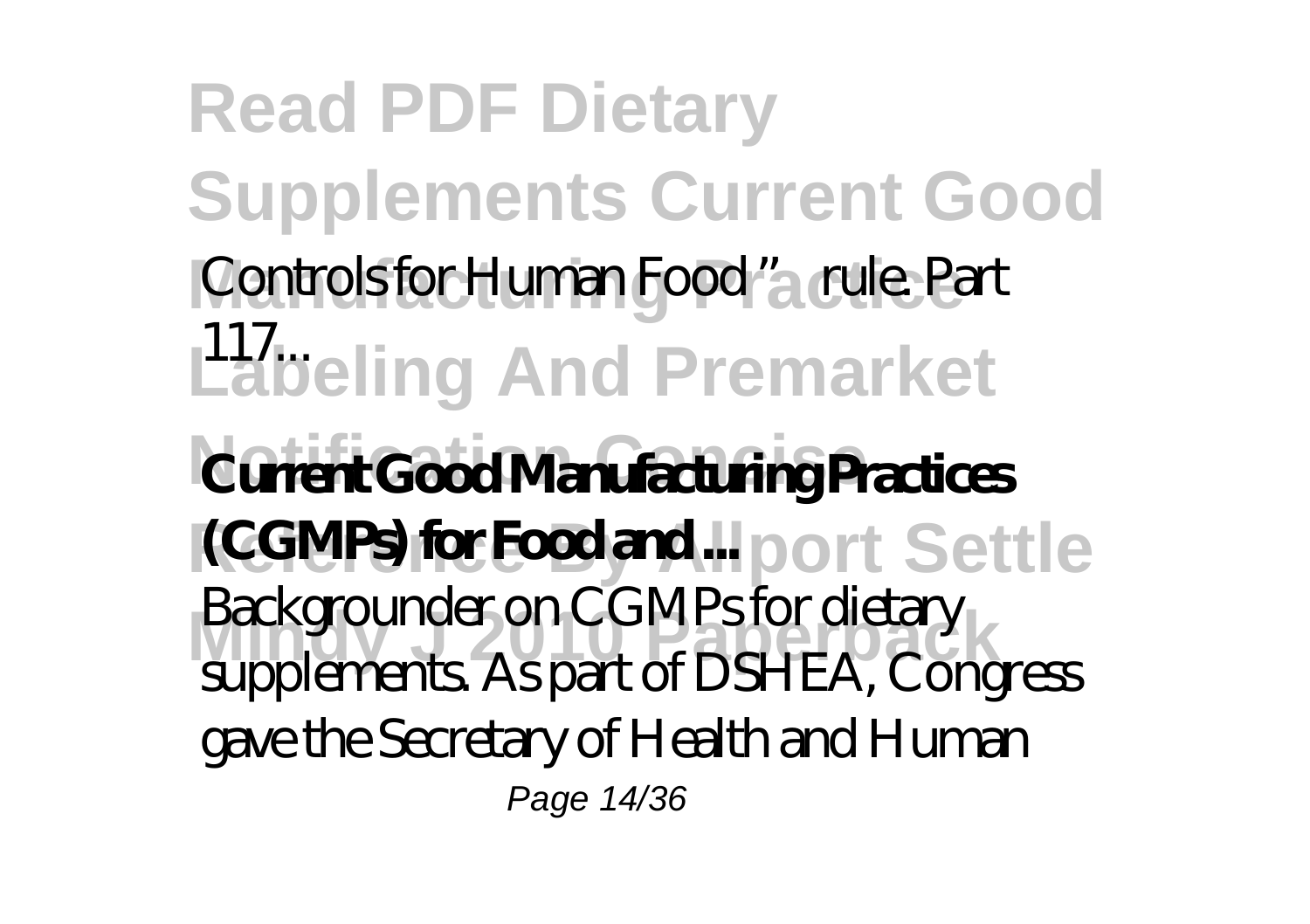Controls for Human Food " rule. Part 117...

**Current Good Manufacturing Practices (CGMPs) for Food and ...**

Backgrounder on CGMPs for dietary supplements. As part of DSHEA, Congress gave the Secretary of Health and Human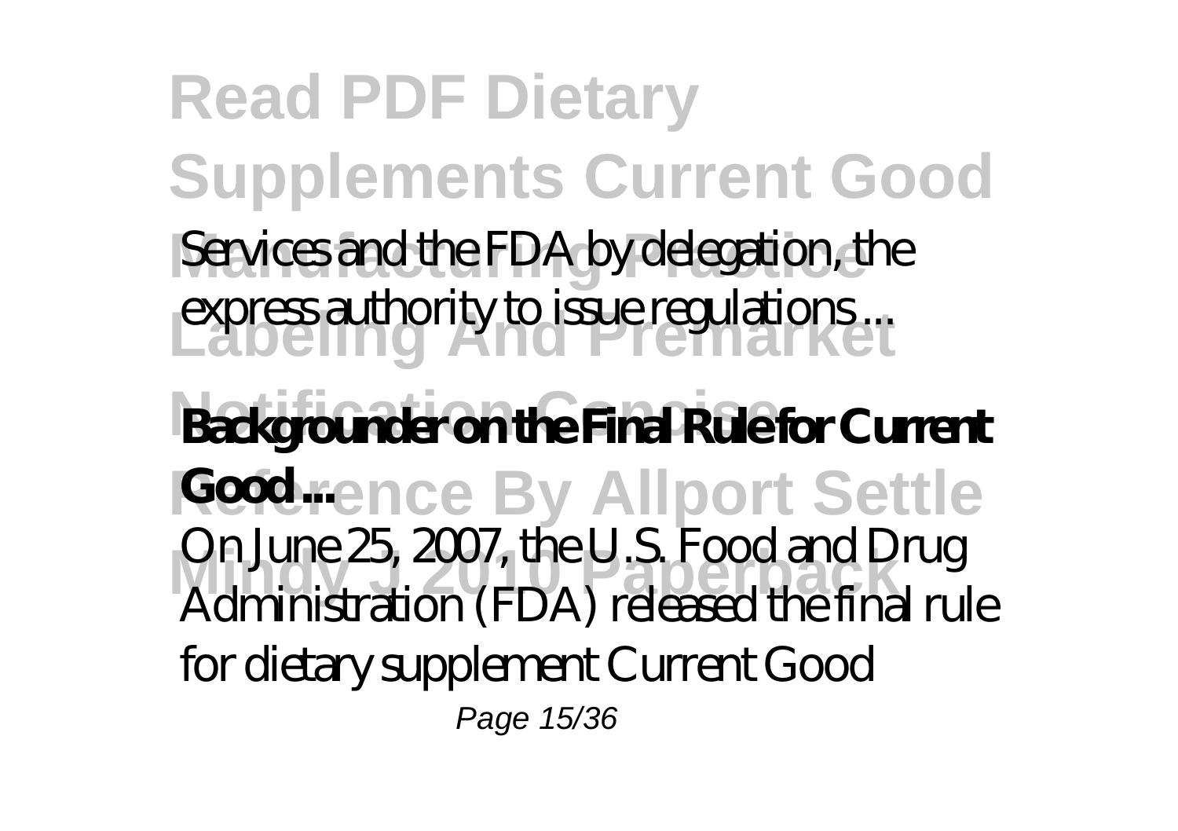Services and the FDA by delegation, the express authority to issue regulations ...

**Backgrounder on the Final Rule for Current Good ...**

On June 25, 2007, the U.S. Food and Drug Administration (FDA) released the final rule for dietary supplement Current Good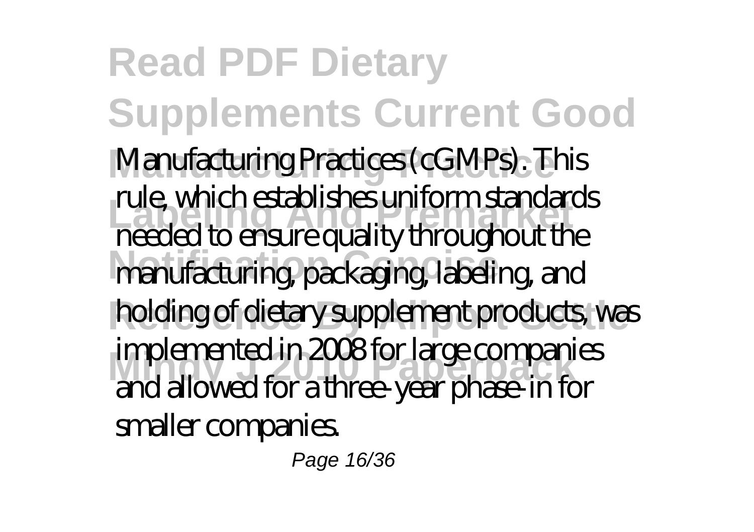Manufacturing Practices (cGMPs). This rule, which establishes uniform standards needed to ensure quality throughout the manufacturing, packaging, labeling, and holding of dietary supplement products, was implemented in 2008 for large companies and allowed for a three-year phase-in for smaller companies.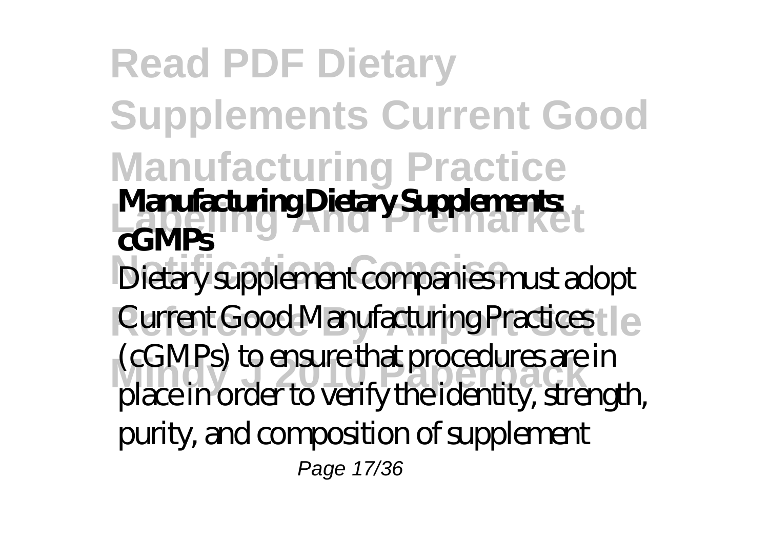**Manufacturing Dietary Supplements: cGMPs**

Dietary supplement companies must adopt Current Good Manufacturing Practices (cGMPs) to ensure that procedures are in place in order to verify the identity, strength, purity, and composition of supplement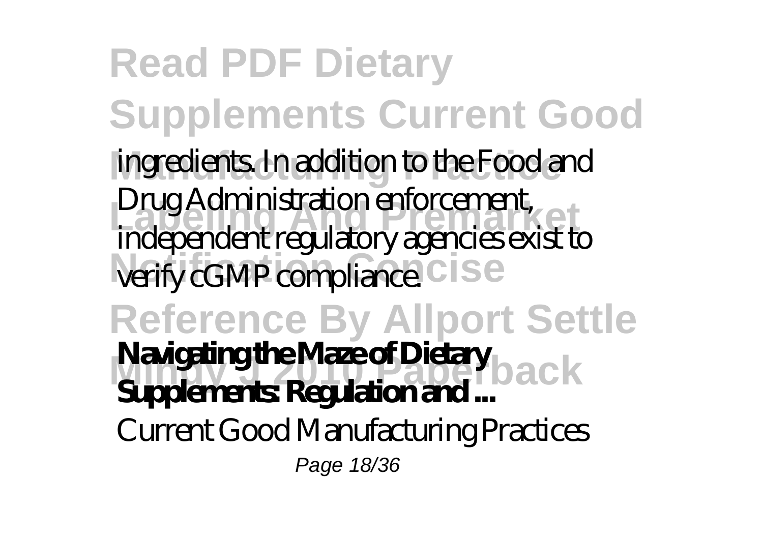ingredients. In addition to the Food and Drug Administration enforcement, independent regulatory agencies exist to verify cGMP compliance.

**Navigating the Maze of Dietary Supplements: Regulation and ...**

Current Good Manufacturing Practices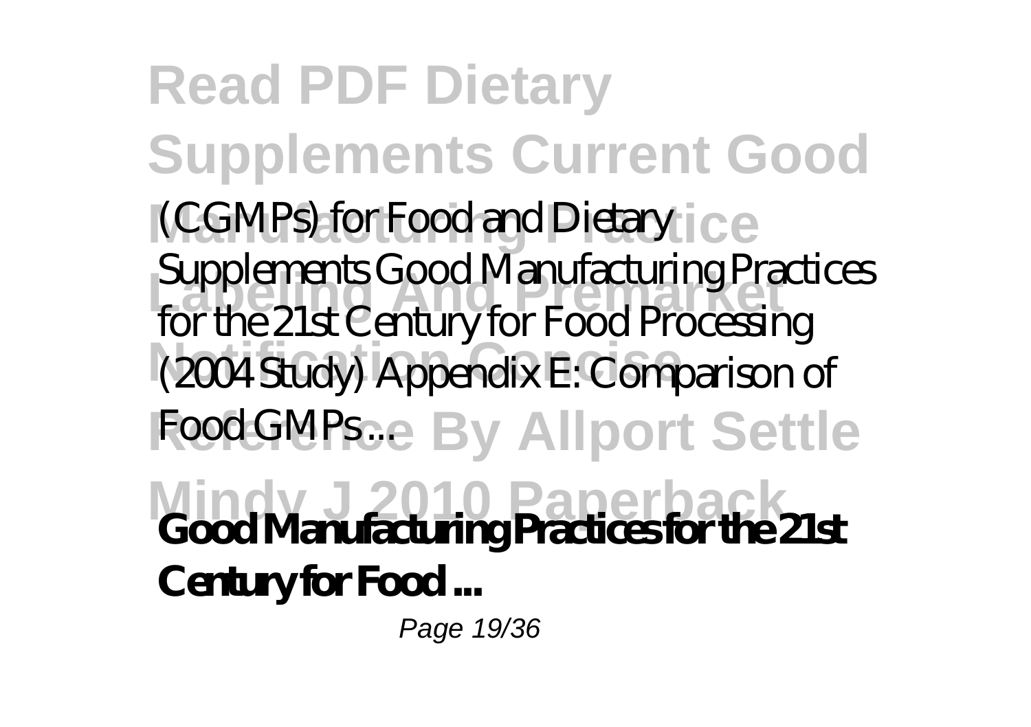(CGMPs) for Food and Dietary Supplements Good Manufacturing Practices for the 21st Century for Food Processing (2004 Study) Appendix E: Comparison of Food GMPs ...

**Good Manufacturing Practices for the 21st Century for Food ...**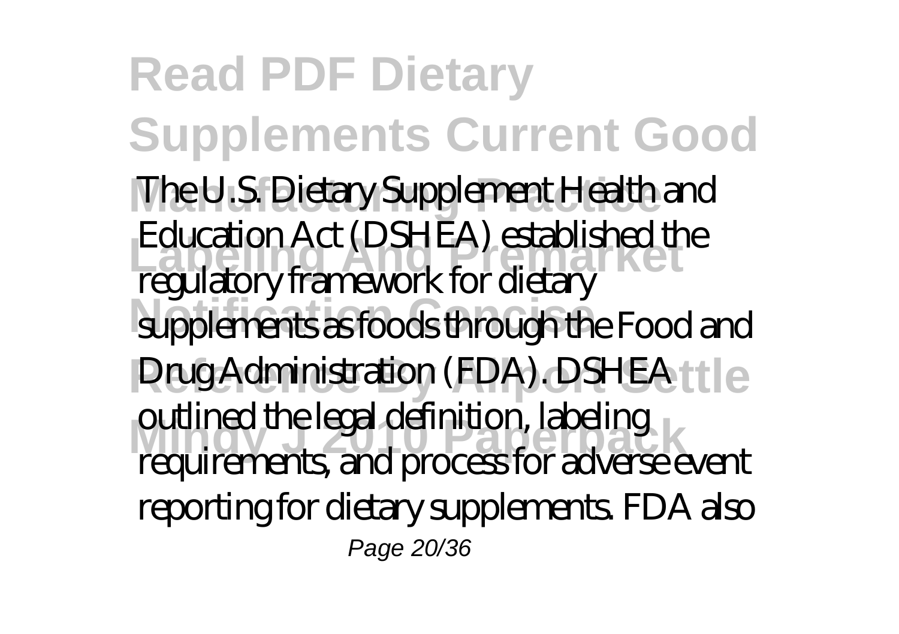The U.S. Dietary Supplement Health and Education Act (DSHEA) established the regulatory framework for dietary supplements as foods through the Food and Drug Administration (FDA). DSHEA outlined the legal definition, labeling requirements, and process for adverse event reporting for dietary supplements. FDA also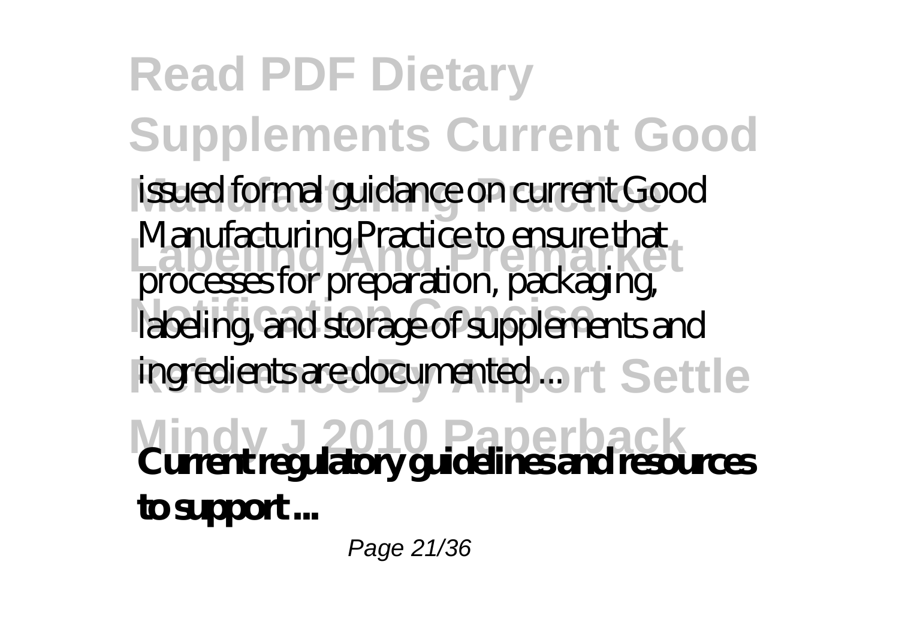issued formal guidance on current Good Manufacturing Practice to ensure that processes for preparation, packaging, labeling, and storage of supplements and ingredients are documented ...

**Current regulatory guidelines and resources to support ...**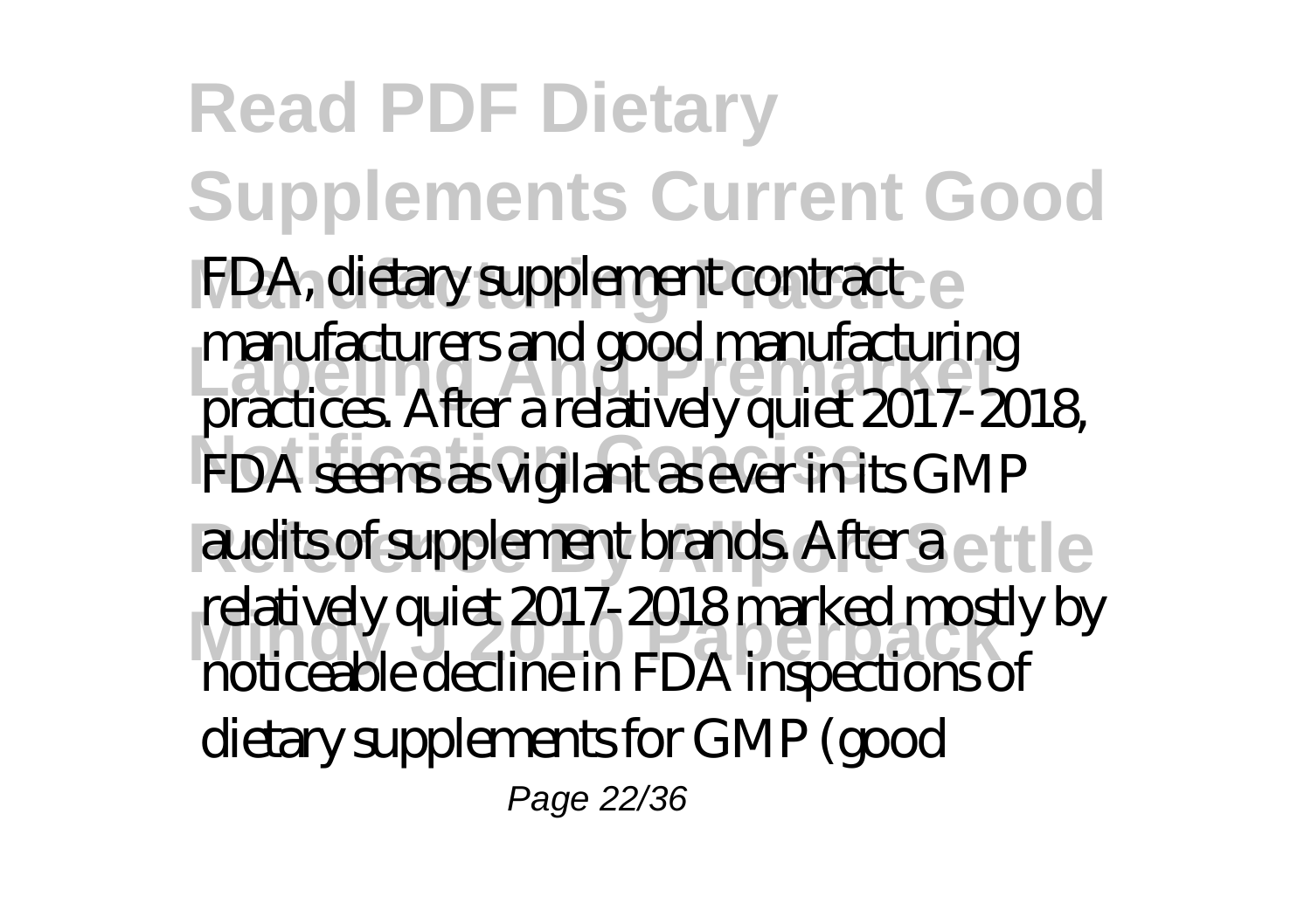FDA, dietary supplement contract manufacturers and good manufacturing practices. After a relatively quiet 2017-2018, FDA seems as vigilant as ever in its GMP audits of supplement brands. After a relatively quiet 2017-2018 marked mostly by noticeable decline in FDA inspections of dietary supplements for GMP (good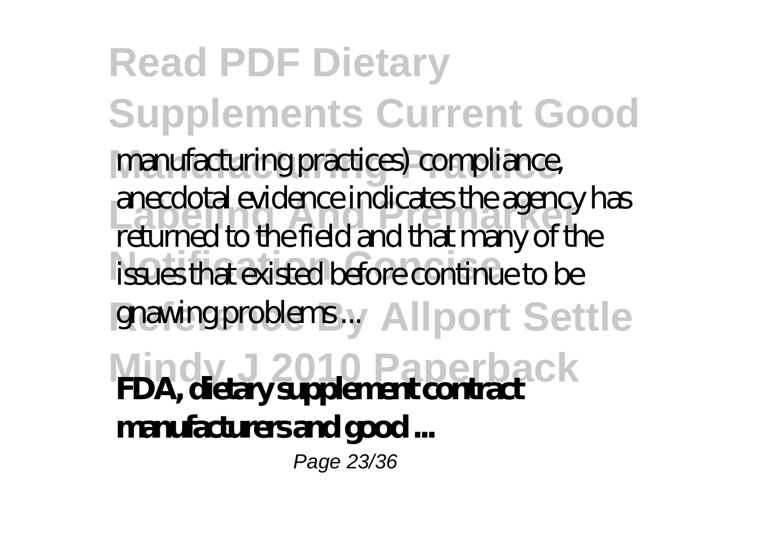manufacturing practices) compliance, anecdotal evidence indicates the agency has returned to the field and that many of the issues that existed before continue to be gnawing problems ...

**FDA, dietary supplement contract manufacturers and good ...**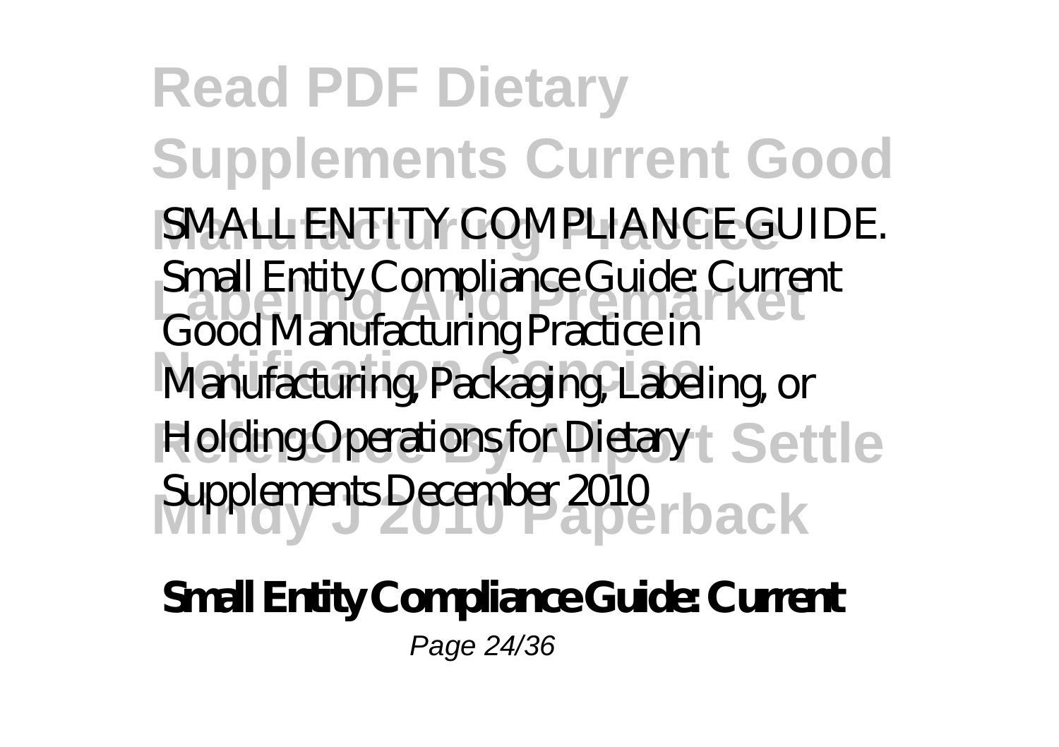SMALL ENTITY COMPLIANCE GUIDE. Small Entity Compliance Guide: Current Good Manufacturing Practice in Manufacturing, Packaging, Labeling, or Holding Operations for Dietary Supplements December 2010

**Small Entity Compliance Guide: Current**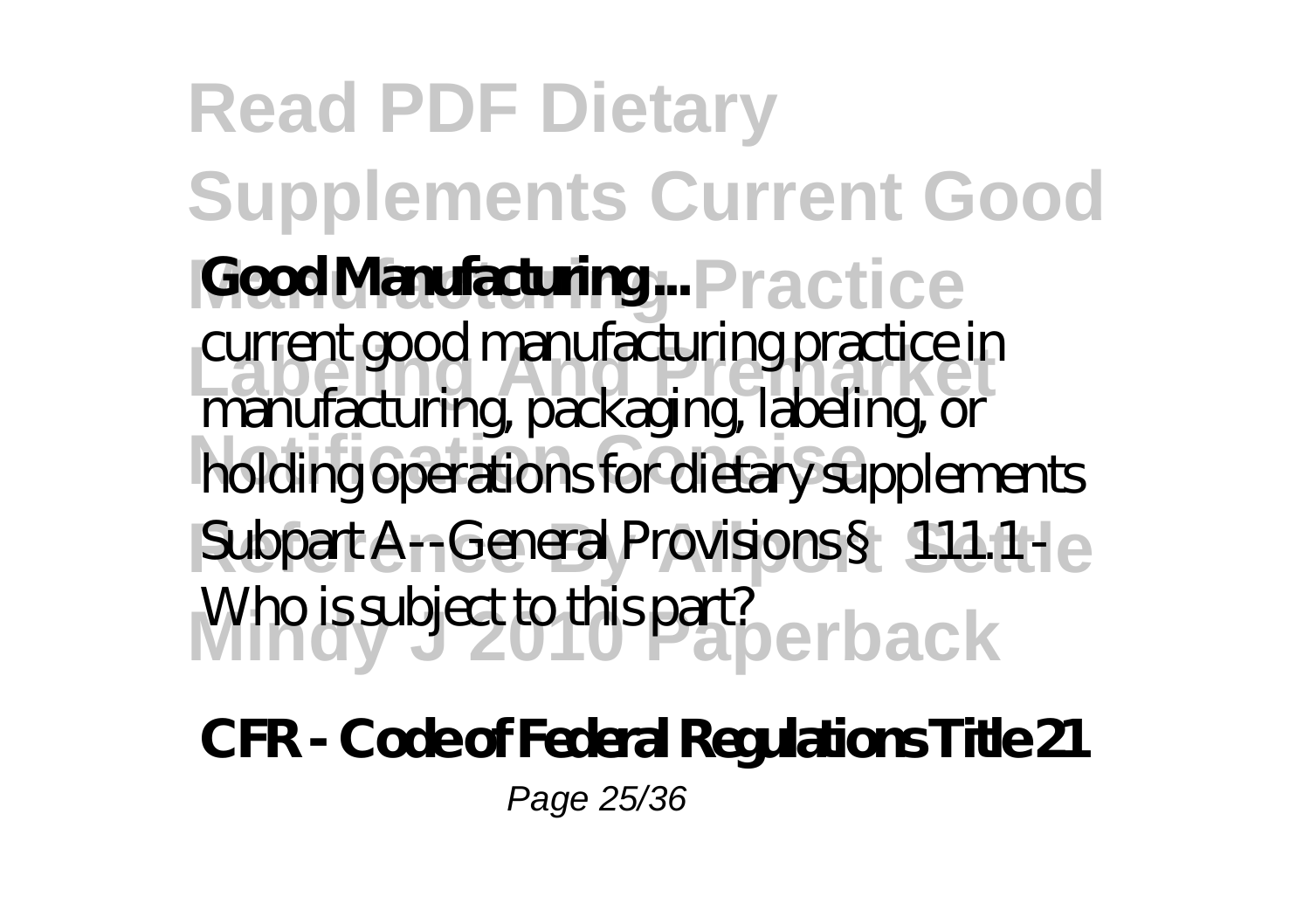**Good Manufacturing ...**

current good manufacturing practice in manufacturing, packaging, labeling, or holding operations for dietary supplements Subpart A--General Provisions § 111.1 - Who is subject to this part?

**CFR - Code of Federal Regulations Title 21**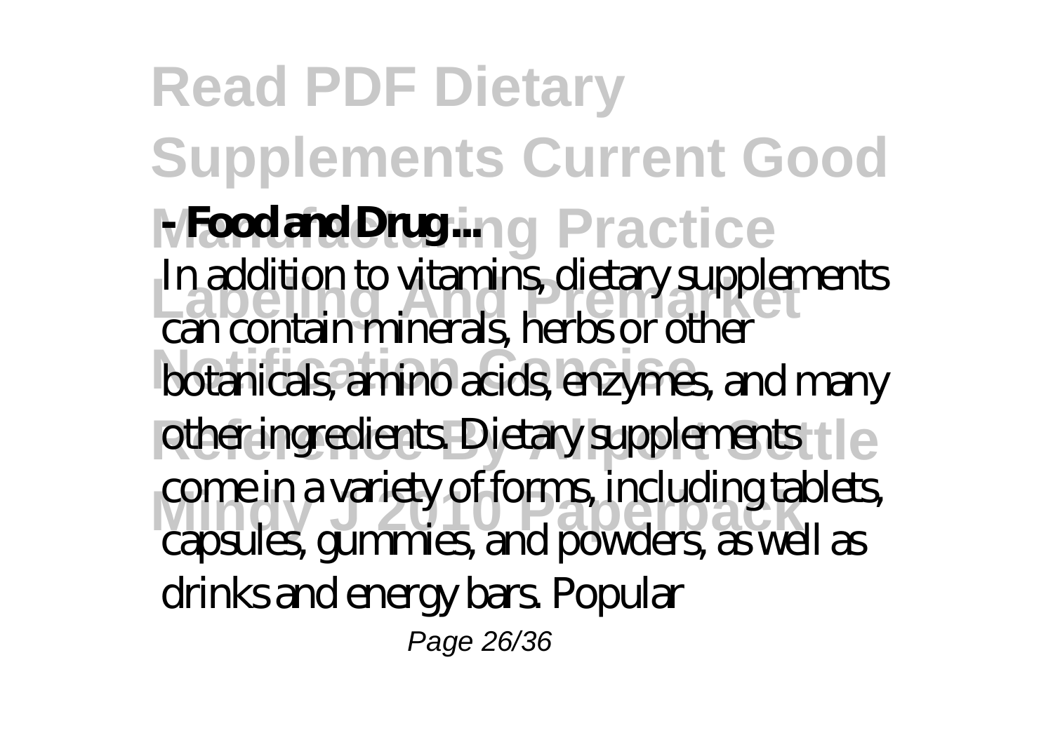**- Food and Drug ...**

In addition to vitamins, dietary supplements can contain minerals, herbs or other botanicals, amino acids, enzymes, and many other ingredients. Dietary supplements come in a variety of forms, including tablets, capsules, gummies, and powders, as well as drinks and energy bars. Popular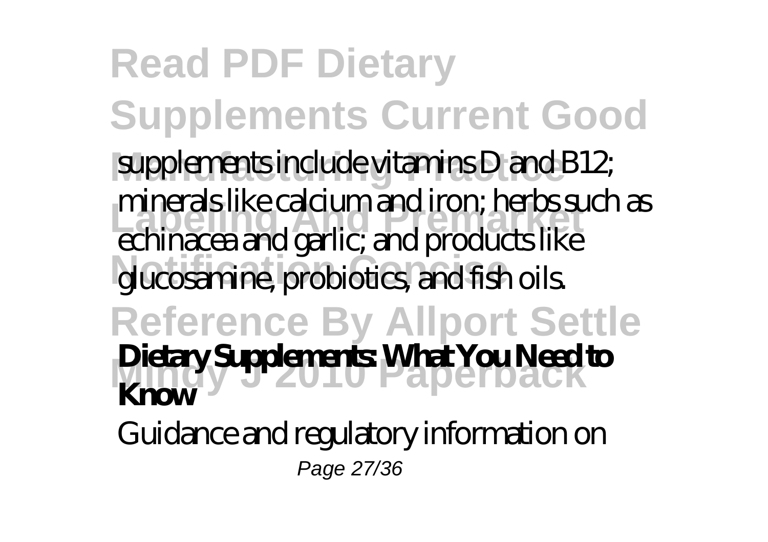supplements include vitamins D and B12; minerals like calcium and iron; herbs such as echinacea and garlic; and products like glucosamine, probiotics, and fish oils.

**Dietary Supplements: What You Need to Know**

Guidance and regulatory information on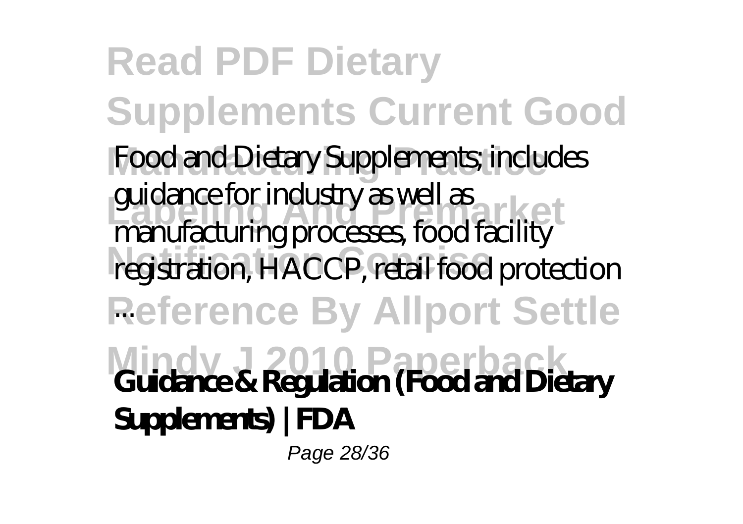Food and Dietary Supplements; includes guidance for industry as well as manufacturing processes, food facility registration, HACCP, retail food protection ...

**Guidance & Regulation (Food and Dietary Supplements) | FDA**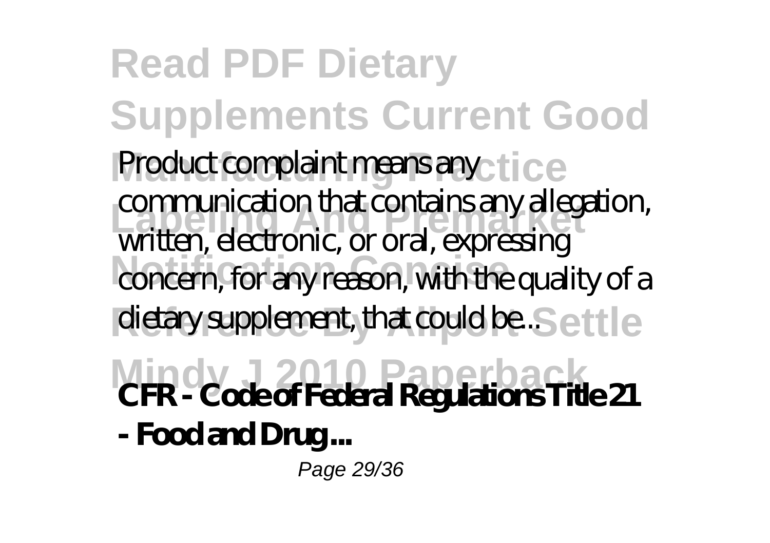Product complaint means any communication that contains any allegation, written, electronic, or oral, expressing concern, for any reason, with the quality of a dietary supplement, that could be...

**CFR - Code of Federal Regulations Title 21 - Food and Drug ...**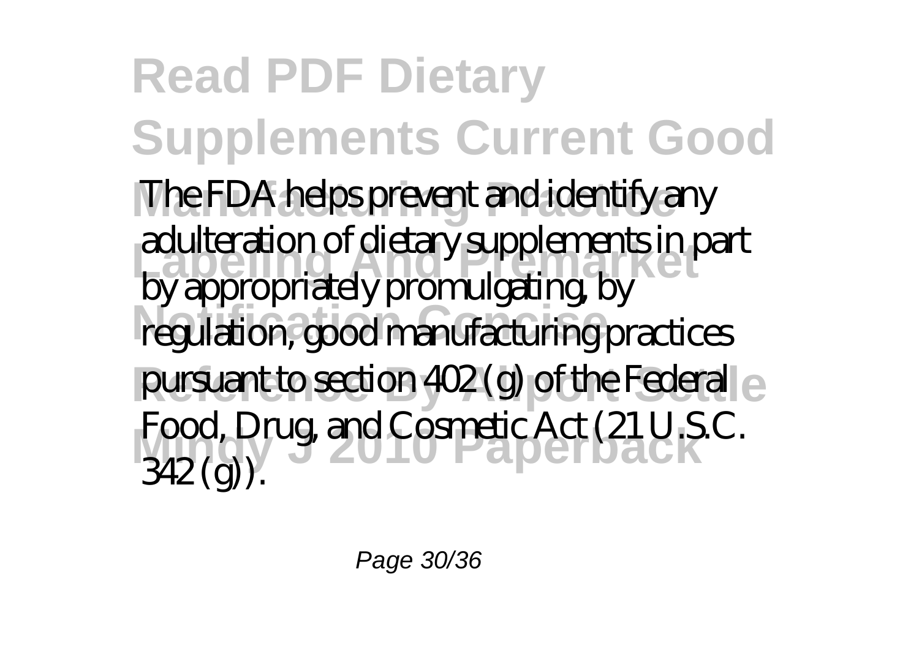The FDA helps prevent and identify any adulteration of dietary supplements in part by appropriately promulgating, by regulation, good manufacturing practices pursuant to section 402 (g) of the Federal Food, Drug, and Cosmetic Act (21 U.S.C. 342 (g)).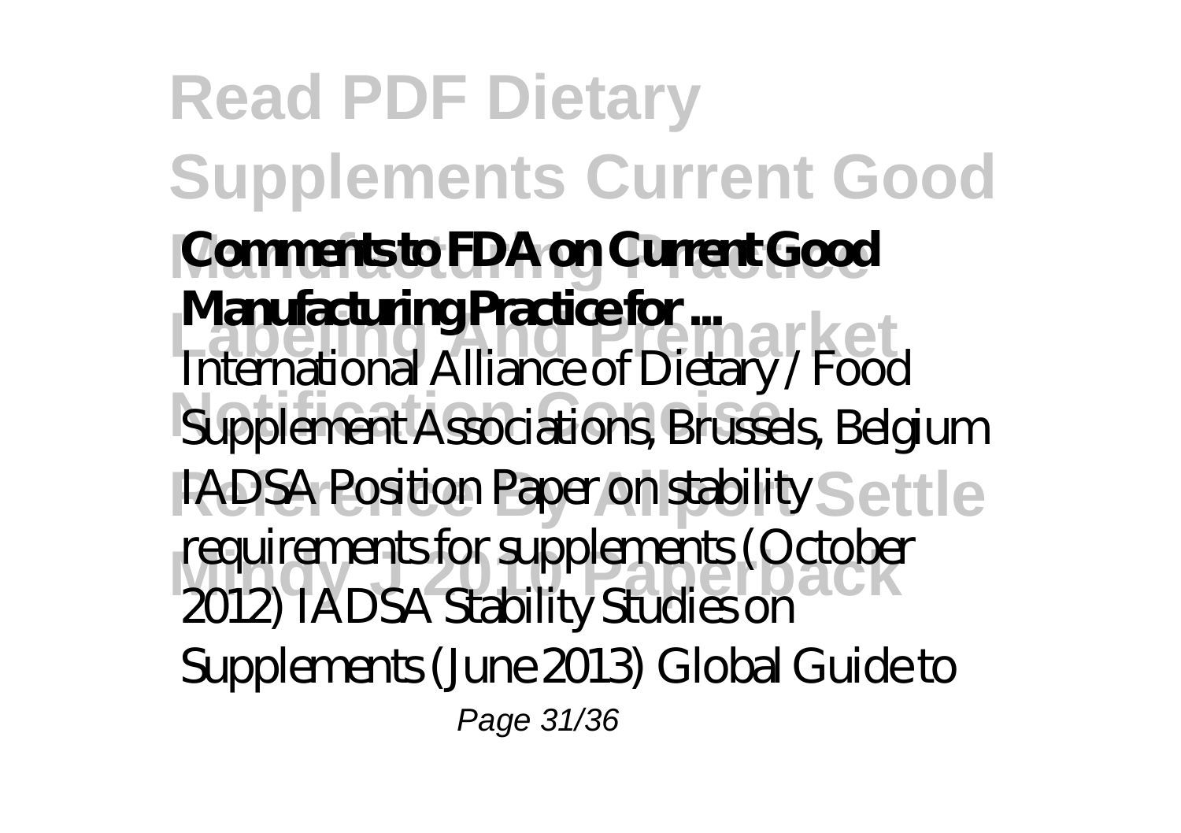**Comments to FDA on Current Good Manufacturing Practice for ...**

International Alliance of Dietary / Food Supplement Associations, Brussels, Belgium IADSA Position Paper on stability requirements for supplements (October 2012) IADSA Stability Studies on Supplements (June 2013) Global Guide to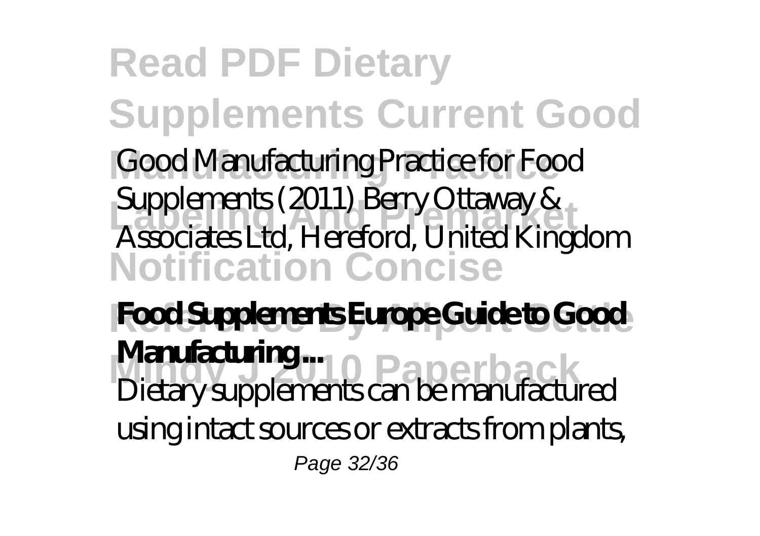Good Manufacturing Practice for Food Supplements (2011) Berry Ottaway & Associates Ltd, Hereford, United Kingdom

**Food Supplements Europe Guide to Good Manufacturing ...**

Dietary supplements can be manufactured using intact sources or extracts from plants,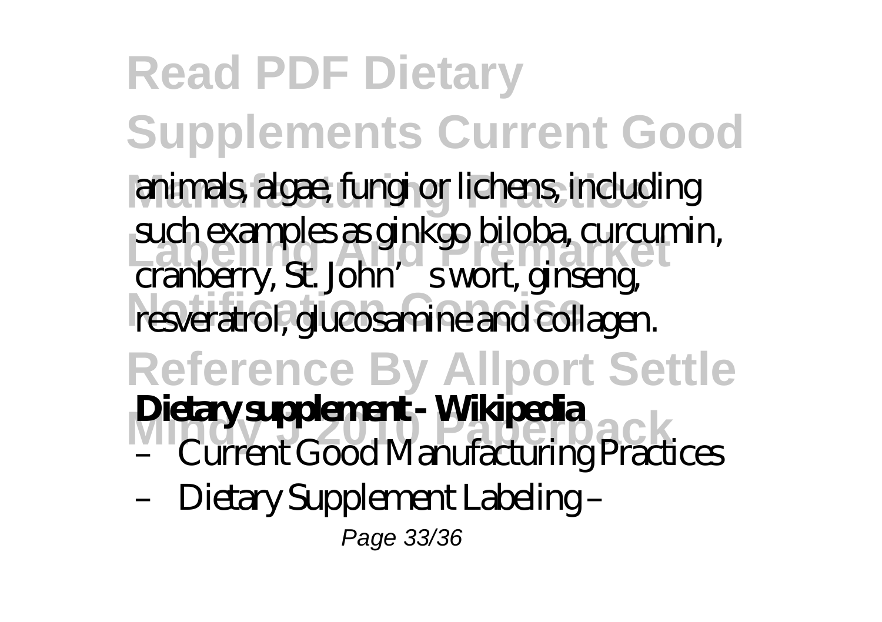animals, algae, fungi or lichens, including such examples as ginkgo biloba, curcumin, cranberry, St. John's wort, ginseng, resveratrol, glucosamine and collagen.

**Dietary supplement - Wikipedia**

– Current Good Manufacturing Practices – Dietary Supplement Labeling –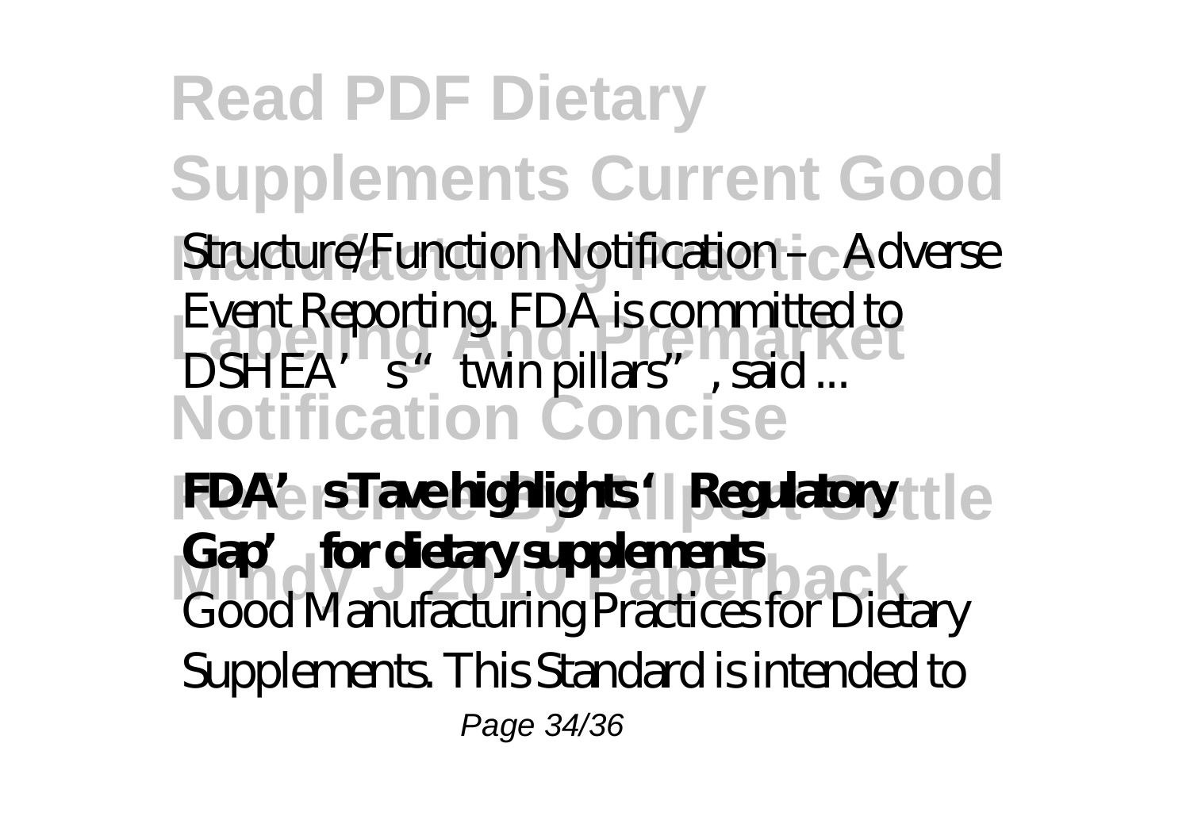Structure/Function Notification – Adverse Event Reporting. FDA is committed to DSHEA's "twin pillars", said ...

**FDA's Tave highlights 'Regulatory Gap' for dietary supplements**

Good Manufacturing Practices for Dietary Supplements. This Standard is intended to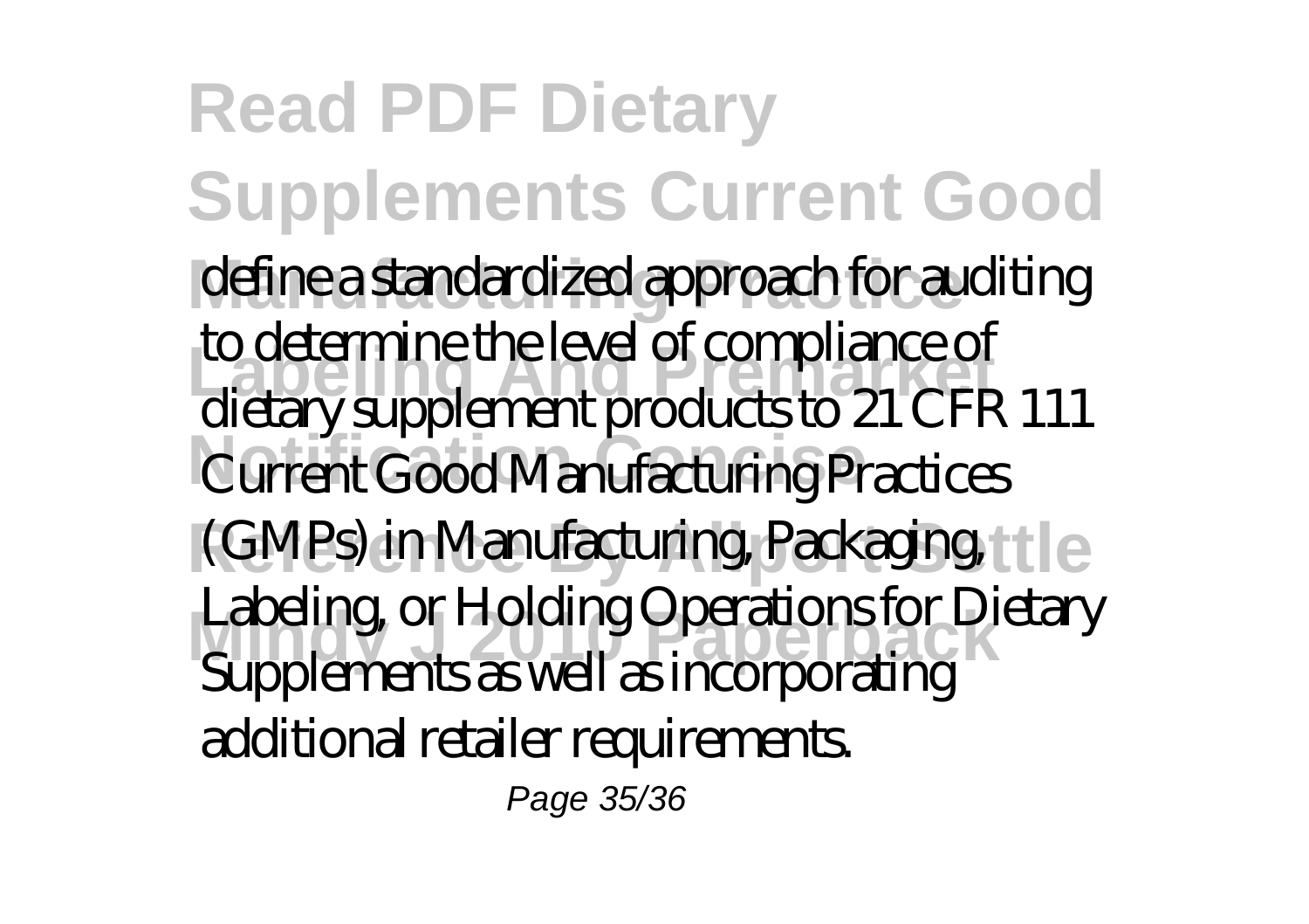define a standardized approach for auditing to determine the level of compliance of dietary supplement products to 21 CFR 111 Current Good Manufacturing Practices (GMPs) in Manufacturing, Packaging, Labeling, or Holding Operations for Dietary Supplements as well as incorporating additional retailer requirements.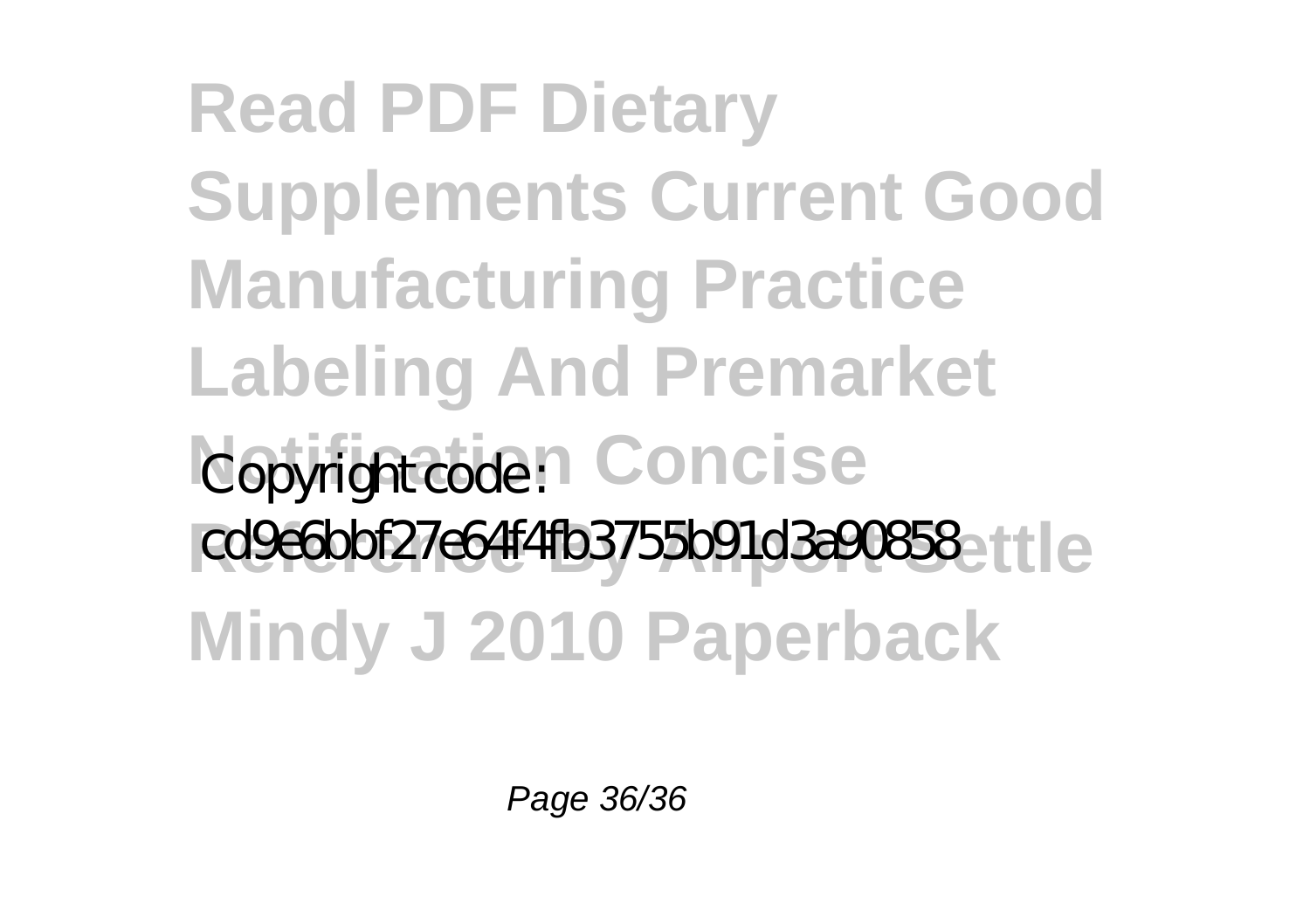Copyright code : cd9e6bbf27e64f4fb3755b91d3a90858